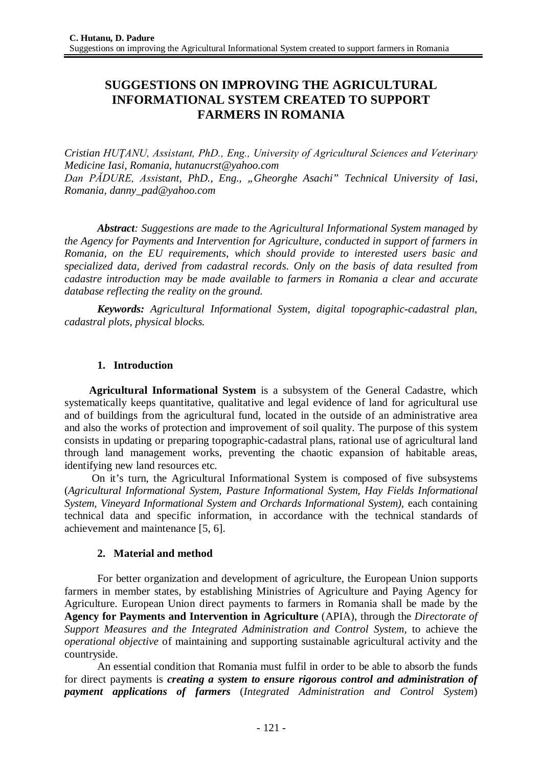# SUGGESTIONS ON IMPROVING THE AGRICULTURAL INFORMATIONAL SYSTEM CREATED TO SUPPORT FARMERS IN ROMANIA

*Cristian HUȚANU, Assistant, PhD., Eng., University of Agricultural Sciences and Veterinary Medicine Iasi, Romania, hutanucrst@yahoo.com*
*Dan PĂDURE, Assistant, PhD., Eng., „Gheorghe Asachi" Technical University of Iasi, Romania, danny_pad@yahoo.com*

***Abstract****: Suggestions are made to the Agricultural Informational System managed by the Agency for Payments and Intervention for Agriculture, conducted in support of farmers in Romania, on the EU requirements, which should provide to interested users basic and specialized data, derived from cadastral records. Only on the basis of data resulted from cadastre introduction may be made available to farmers in Romania a clear and accurate database reflecting the reality on the ground.*

***Keywords:*** *Agricultural Informational System, digital topographic-cadastral plan, cadastral plots, physical blocks.*

## 1. Introduction

**Agricultural Informational System** is a subsystem of the General Cadastre, which systematically keeps quantitative, qualitative and legal evidence of land for agricultural use and of buildings from the agricultural fund, located in the outside of an administrative area and also the works of protection and improvement of soil quality. The purpose of this system consists in updating or preparing topographic-cadastral plans, rational use of agricultural land through land management works, preventing the chaotic expansion of habitable areas, identifying new land resources etc.

On it's turn, the Agricultural Informational System is composed of five subsystems (*Agricultural Informational System, Pasture Informational System, Hay Fields Informational System, Vineyard Informational System and Orchards Informational System)*, each containing technical data and specific information, in accordance with the technical standards of achievement and maintenance [5, 6].

## 2. Material and method

For better organization and development of agriculture, the European Union supports farmers in member states, by establishing Ministries of Agriculture and Paying Agency for Agriculture. European Union direct payments to farmers in Romania shall be made by the **Agency for Payments and Intervention in Agriculture** (APIA), through the *Directorate of Support Measures and the Integrated Administration and Control System*, to achieve the *operational objective* of maintaining and supporting sustainable agricultural activity and the countryside.

An essential condition that Romania must fulfil in order to be able to absorb the funds for direct payments is ***creating a system to ensure rigorous control and administration of payment applications of farmers*** (*Integrated Administration and Control System*)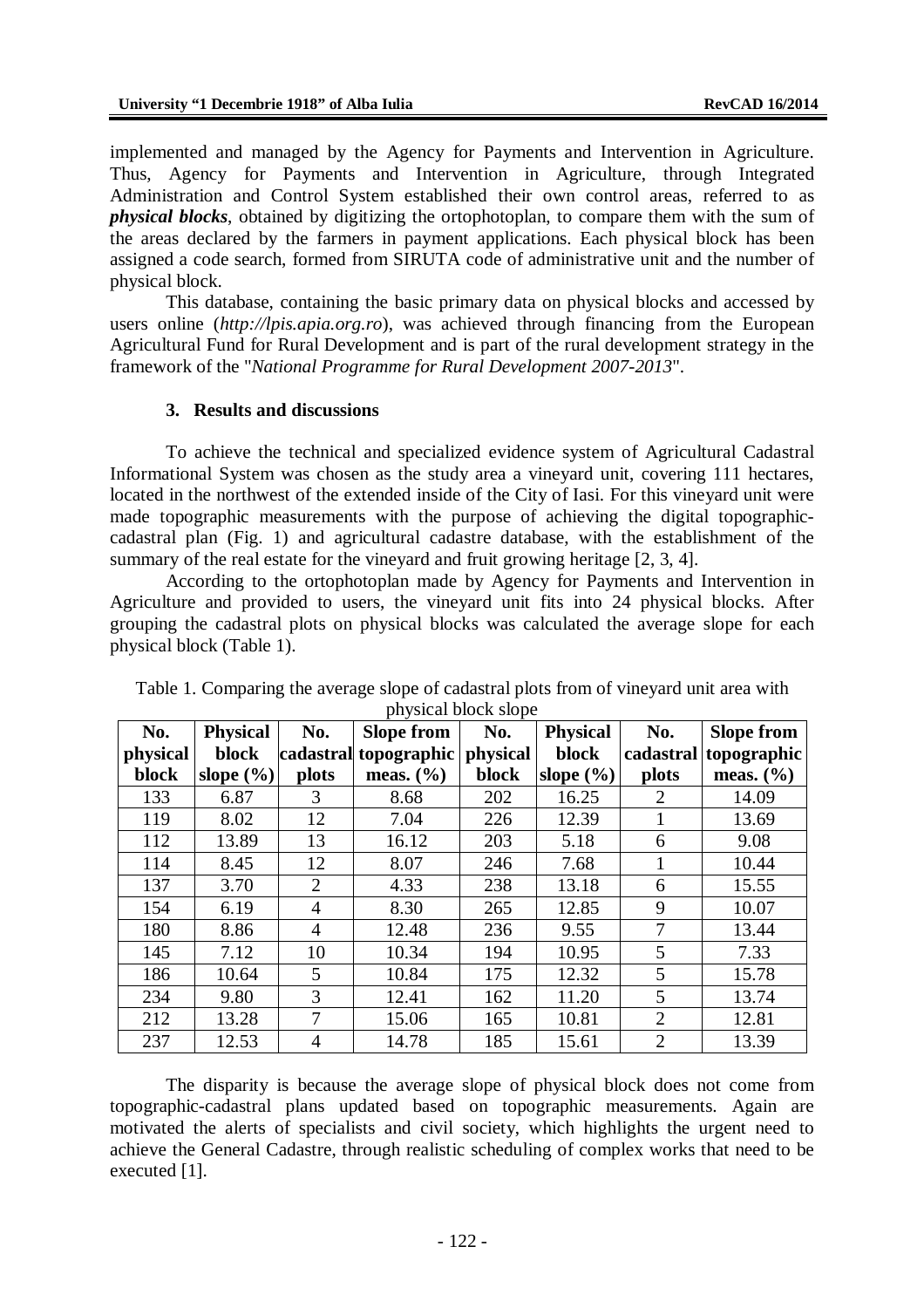implemented and managed by the Agency for Payments and Intervention in Agriculture. Thus, Agency for Payments and Intervention in Agriculture, through Integrated Administration and Control System established their own control areas, referred to as ***physical blocks***, obtained by digitizing the ortophotoplan, to compare them with the sum of the areas declared by the farmers in payment applications. Each physical block has been assigned a code search, formed from SIRUTA code of administrative unit and the number of physical block.

This database, containing the basic primary data on physical blocks and accessed by users online (*http://lpis.apia.org.ro*), was achieved through financing from the European Agricultural Fund for Rural Development and is part of the rural development strategy in the framework of the "*National Programme for Rural Development 2007-2013*".

## 3. Results and discussions

To achieve the technical and specialized evidence system of Agricultural Cadastral Informational System was chosen as the study area a vineyard unit, covering 111 hectares, located in the northwest of the extended inside of the City of Iasi. For this vineyard unit were made topographic measurements with the purpose of achieving the digital topographic-cadastral plan (Fig. 1) and agricultural cadastre database, with the establishment of the summary of the real estate for the vineyard and fruit growing heritage [2, 3, 4].

According to the ortophotoplan made by Agency for Payments and Intervention in Agriculture and provided to users, the vineyard unit fits into 24 physical blocks. After grouping the cadastral plots on physical blocks was calculated the average slope for each physical block (Table 1).

Table 1. Comparing the average slope of cadastral plots from of vineyard unit area with physical block slope

| No. physical block | Physical block slope (%) | No. cadastral plots | Slope from topographic meas. (%) | No. physical block | Physical block slope (%) | No. cadastral plots | Slope from topographic meas. (%) |
|---|---|---|---|---|---|---|---|
| 133 | 6.87 | 3 | 8.68 | 202 | 16.25 | 2 | 14.09 |
| 119 | 8.02 | 12 | 7.04 | 226 | 12.39 | 1 | 13.69 |
| 112 | 13.89 | 13 | 16.12 | 203 | 5.18 | 6 | 9.08 |
| 114 | 8.45 | 12 | 8.07 | 246 | 7.68 | 1 | 10.44 |
| 137 | 3.70 | 2 | 4.33 | 238 | 13.18 | 6 | 15.55 |
| 154 | 6.19 | 4 | 8.30 | 265 | 12.85 | 9 | 10.07 |
| 180 | 8.86 | 4 | 12.48 | 236 | 9.55 | 7 | 13.44 |
| 145 | 7.12 | 10 | 10.34 | 194 | 10.95 | 5 | 7.33 |
| 186 | 10.64 | 5 | 10.84 | 175 | 12.32 | 5 | 15.78 |
| 234 | 9.80 | 3 | 12.41 | 162 | 11.20 | 5 | 13.74 |
| 212 | 13.28 | 7 | 15.06 | 165 | 10.81 | 2 | 12.81 |
| 237 | 12.53 | 4 | 14.78 | 185 | 15.61 | 2 | 13.39 |

The disparity is because the average slope of physical block does not come from topographic-cadastral plans updated based on topographic measurements. Again are motivated the alerts of specialists and civil society, which highlights the urgent need to achieve the General Cadastre, through realistic scheduling of complex works that need to be executed [1].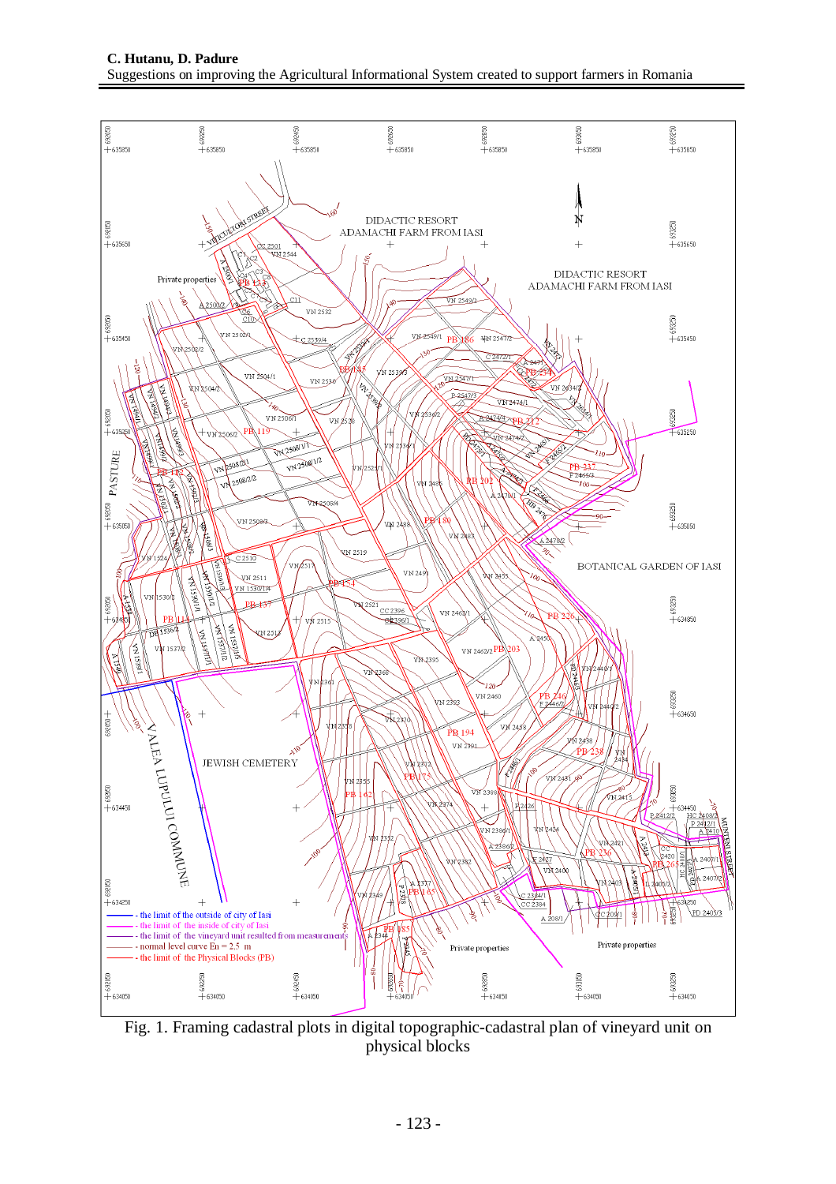Fig. 1. Framing cadastral plots in digital topographic-cadastral plan of vineyard unit on physical blocks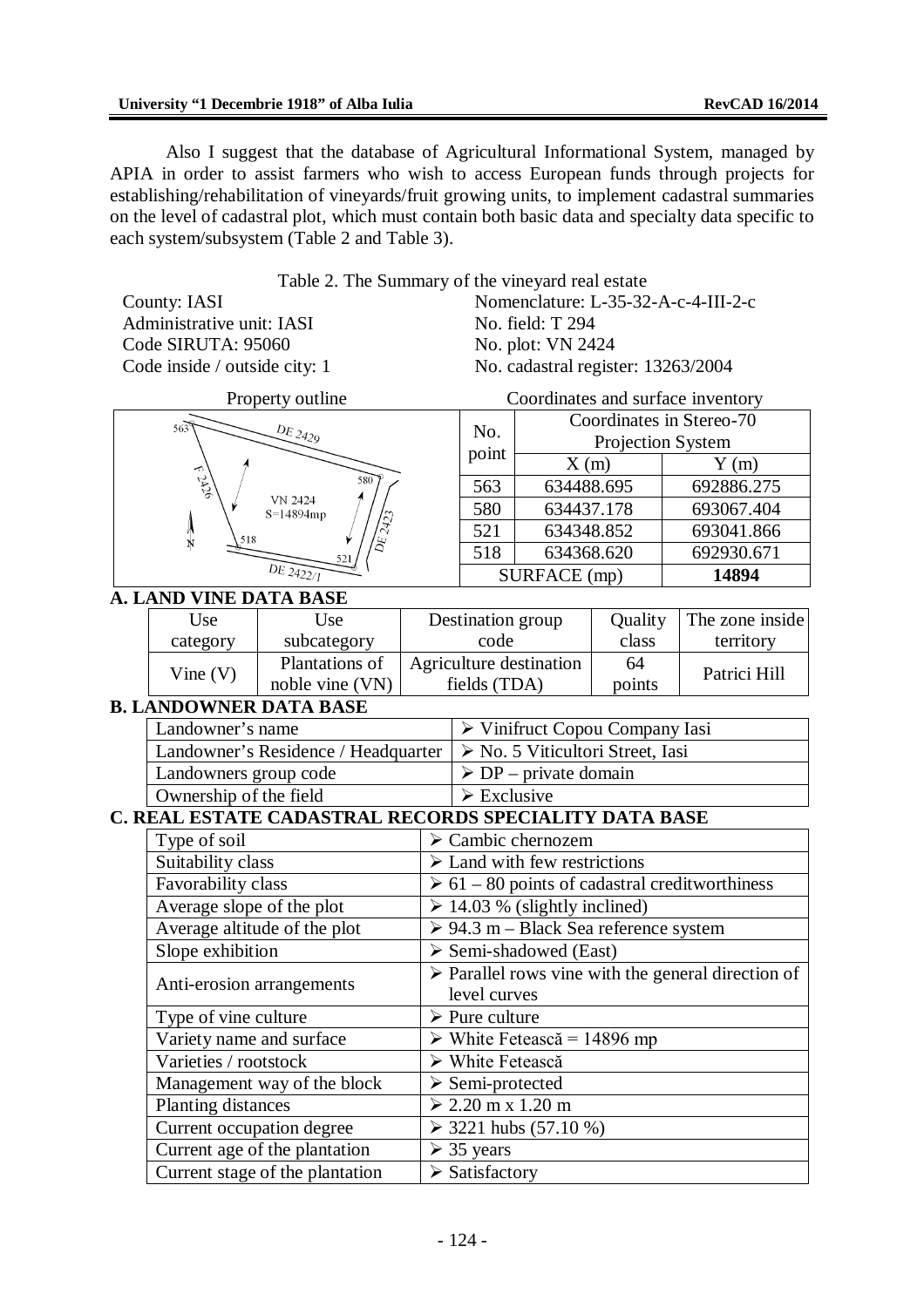Also I suggest that the database of Agricultural Informational System, managed by APIA in order to assist farmers who wish to access European funds through projects for establishing/rehabilitation of vineyards/fruit growing units, to implement cadastral summaries on the level of cadastral plot, which must contain both basic data and specialty data specific to each system/subsystem (Table 2 and Table 3).

Table 2. The Summary of the vineyard real estate

| | |
|---|---|
| County: IASI | Nomenclature: L-35-32-A-c-4-III-2-c |
| Administrative unit: IASI | No. field: T 294 |
| Code SIRUTA: 95060 | No. plot: VN 2424 |
| Code inside / outside city: 1 | No. cadastral register: 13263/2004 |

Property outline

(VN 2424, S=14894mp; points 563, 580, 521, 518; neighbours DE 2429, F 2426, DE 2423, DE 2422/1; N)

Coordinates and surface inventory

| No. point | Coordinates in Stereo-70 Projection System | |
|---|---|---|
| | X (m) | Y (m) |
| 563 | 634488.695 | 692886.275 |
| 580 | 634437.178 | 693067.404 |
| 521 | 634348.852 | 693041.866 |
| 518 | 634368.620 | 692930.671 |
| SURFACE (mp) | | **14894** |

**A. LAND VINE DATA BASE**

| Use category | Use subcategory | Destination group code | Quality class | The zone inside territory |
|---|---|---|---|---|
| Vine (V) | Plantations of noble vine (VN) | Agriculture destination fields (TDA) | 64 points | Patrici Hill |

**B. LANDOWNER DATA BASE**

| | |
|---|---|
| Landowner's name | ➢ Vinifruct Copou Company Iasi |
| Landowner's Residence / Headquarter | ➢ No. 5 Viticultori Street, Iasi |
| Landowners group code | ➢ DP – private domain |
| Ownership of the field | ➢ Exclusive |

**C. REAL ESTATE CADASTRAL RECORDS SPECIALITY DATA BASE**

| | |
|---|---|
| Type of soil | ➢ Cambic chernozem |
| Suitability class | ➢ Land with few restrictions |
| Favorability class | ➢ 61 – 80 points of cadastral creditworthiness |
| Average slope of the plot | ➢ 14.03 % (slightly inclined) |
| Average altitude of the plot | ➢ 94.3 m – Black Sea reference system |
| Slope exhibition | ➢ Semi-shadowed (East) |
| Anti-erosion arrangements | ➢ Parallel rows vine with the general direction of level curves |
| Type of vine culture | ➢ Pure culture |
| Variety name and surface | ➢ White Fetească = 14896 mp |
| Varieties / rootstock | ➢ White Fetească |
| Management way of the block | ➢ Semi-protected |
| Planting distances | ➢ 2.20 m x 1.20 m |
| Current occupation degree | ➢ 3221 hubs (57.10 %) |
| Current age of the plantation | ➢ 35 years |
| Current stage of the plantation | ➢ Satisfactory |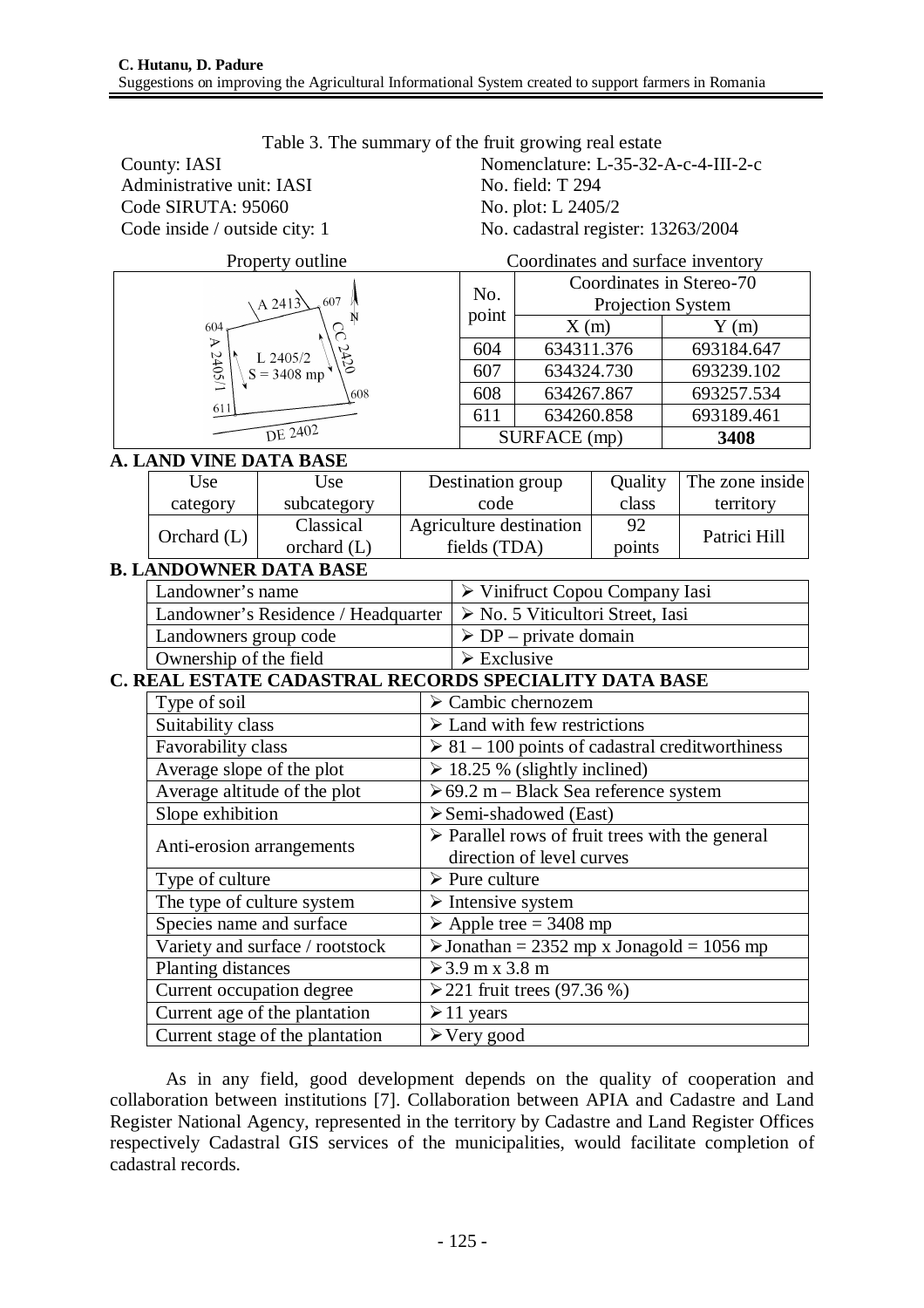Table 3. The summary of the fruit growing real estate

County: IASI
Administrative unit: IASI
Code SIRUTA: 95060
Code inside / outside city: 1

Nomenclature: L-35-32-A-c-4-III-2-c
No. field: T 294
No. plot: L 2405/2
No. cadastral register: 13263/2004

Property outline

A 2413, 607, 604, A 2405/1, L 2405/2, S = 3408 mp, CC 2420, 608, 611, DE 2402, N

Coordinates and surface inventory

| No. point | Coordinates in Stereo-70 Projection System | |
|---|---|---|
| | X (m) | Y (m) |
| 604 | 634311.376 | 693184.647 |
| 607 | 634324.730 | 693239.102 |
| 608 | 634267.867 | 693257.534 |
| 611 | 634260.858 | 693189.461 |
| SURFACE (mp) | | **3408** |

**A. LAND VINE DATA BASE**

| Use category | Use subcategory | Destination group code | Quality class | The zone inside territory |
|---|---|---|---|---|
| Orchard (L) | Classical orchard (L) | Agriculture destination fields (TDA) | 92 points | Patrici Hill |

**B. LANDOWNER DATA BASE**

| | |
|---|---|
| Landowner's name | ➢ Vinifruct Copou Company Iasi |
| Landowner's Residence / Headquarter | ➢ No. 5 Viticultori Street, Iasi |
| Landowners group code | ➢ DP – private domain |
| Ownership of the field | ➢ Exclusive |

**C. REAL ESTATE CADASTRAL RECORDS SPECIALITY DATA BASE**

| | |
|---|---|
| Type of soil | ➢ Cambic chernozem |
| Suitability class | ➢ Land with few restrictions |
| Favorability class | ➢ 81 – 100 points of cadastral creditworthiness |
| Average slope of the plot | ➢ 18.25 % (slightly inclined) |
| Average altitude of the plot | ➢ 69.2 m – Black Sea reference system |
| Slope exhibition | ➢ Semi-shadowed (East) |
| Anti-erosion arrangements | ➢ Parallel rows of fruit trees with the general direction of level curves |
| Type of culture | ➢ Pure culture |
| The type of culture system | ➢ Intensive system |
| Species name and surface | ➢ Apple tree = 3408 mp |
| Variety and surface / rootstock | ➢ Jonathan = 2352 mp x Jonagold = 1056 mp |
| Planting distances | ➢ 3.9 m x 3.8 m |
| Current occupation degree | ➢ 221 fruit trees (97.36 %) |
| Current age of the plantation | ➢ 11 years |
| Current stage of the plantation | ➢ Very good |

As in any field, good development depends on the quality of cooperation and collaboration between institutions [7]. Collaboration between APIA and Cadastre and Land Register National Agency, represented in the territory by Cadastre and Land Register Offices respectively Cadastral GIS services of the municipalities, would facilitate completion of cadastral records.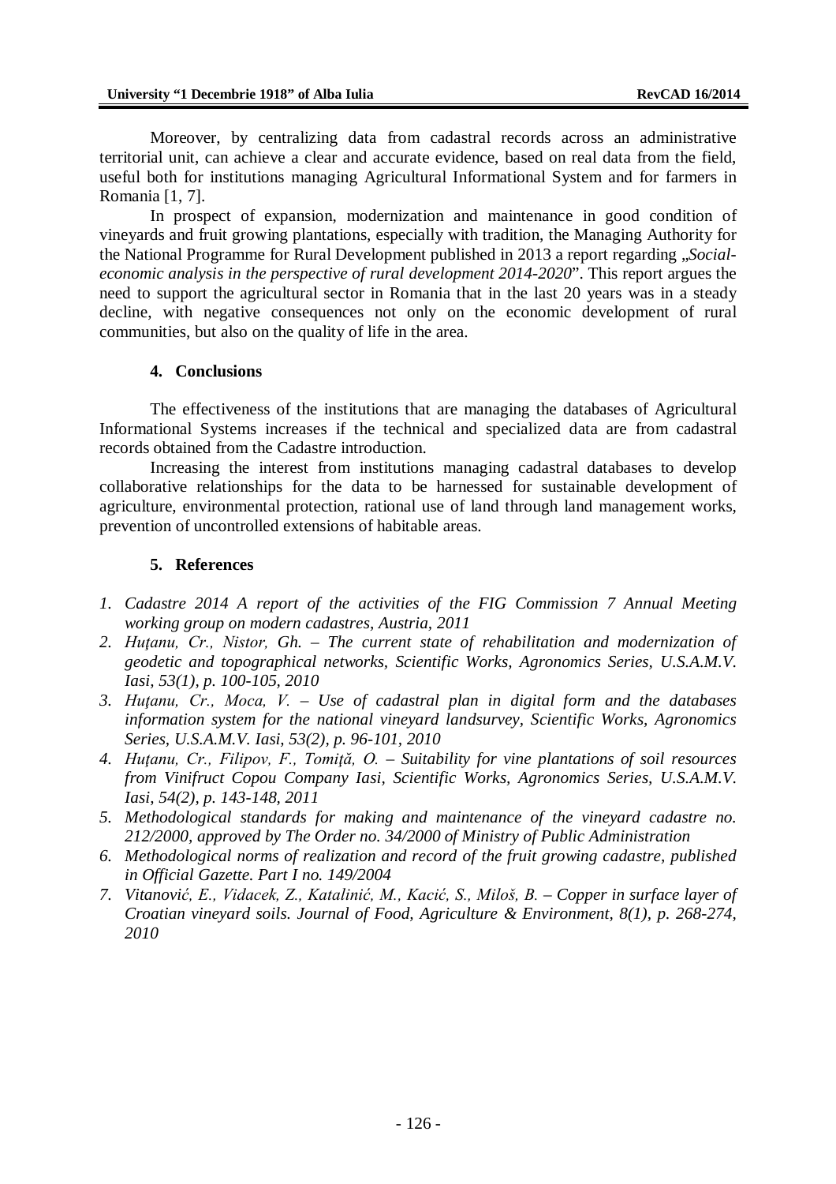Moreover, by centralizing data from cadastral records across an administrative territorial unit, can achieve a clear and accurate evidence, based on real data from the field, useful both for institutions managing Agricultural Informational System and for farmers in Romania [1, 7].

In prospect of expansion, modernization and maintenance in good condition of vineyards and fruit growing plantations, especially with tradition, the Managing Authority for the National Programme for Rural Development published in 2013 a report regarding „*Social-economic analysis in the perspective of rural development 2014-2020*". This report argues the need to support the agricultural sector in Romania that in the last 20 years was in a steady decline, with negative consequences not only on the economic development of rural communities, but also on the quality of life in the area.

## 4. Conclusions

The effectiveness of the institutions that are managing the databases of Agricultural Informational Systems increases if the technical and specialized data are from cadastral records obtained from the Cadastre introduction.

Increasing the interest from institutions managing cadastral databases to develop collaborative relationships for the data to be harnessed for sustainable development of agriculture, environmental protection, rational use of land through land management works, prevention of uncontrolled extensions of habitable areas.

## 5. References

1. *Cadastre 2014 A report of the activities of the FIG Commission 7 Annual Meeting working group on modern cadastres, Austria, 2011*
2. *Huţanu, Cr., Nistor, Gh. – The current state of rehabilitation and modernization of geodetic and topographical networks, Scientific Works, Agronomics Series, U.S.A.M.V. Iasi, 53(1), p. 100-105, 2010*
3. *Huţanu, Cr., Moca, V. – Use of cadastral plan in digital form and the databases information system for the national vineyard landsurvey, Scientific Works, Agronomics Series, U.S.A.M.V. Iasi, 53(2), p. 96-101, 2010*
4. *Huţanu, Cr., Filipov, F., Tomiţă, O. – Suitability for vine plantations of soil resources from Vinifruct Copou Company Iasi, Scientific Works, Agronomics Series, U.S.A.M.V. Iasi, 54(2), p. 143-148, 2011*
5. *Methodological standards for making and maintenance of the vineyard cadastre no. 212/2000, approved by The Order no. 34/2000 of Ministry of Public Administration*
6. *Methodological norms of realization and record of the fruit growing cadastre, published in Official Gazette. Part I no. 149/2004*
7. *Vitanović, E., Vidacek, Z., Katalinić, M., Kacić, S., Miloš, B. – Copper in surface layer of Croatian vineyard soils. Journal of Food, Agriculture & Environment, 8(1), p. 268-274, 2010*